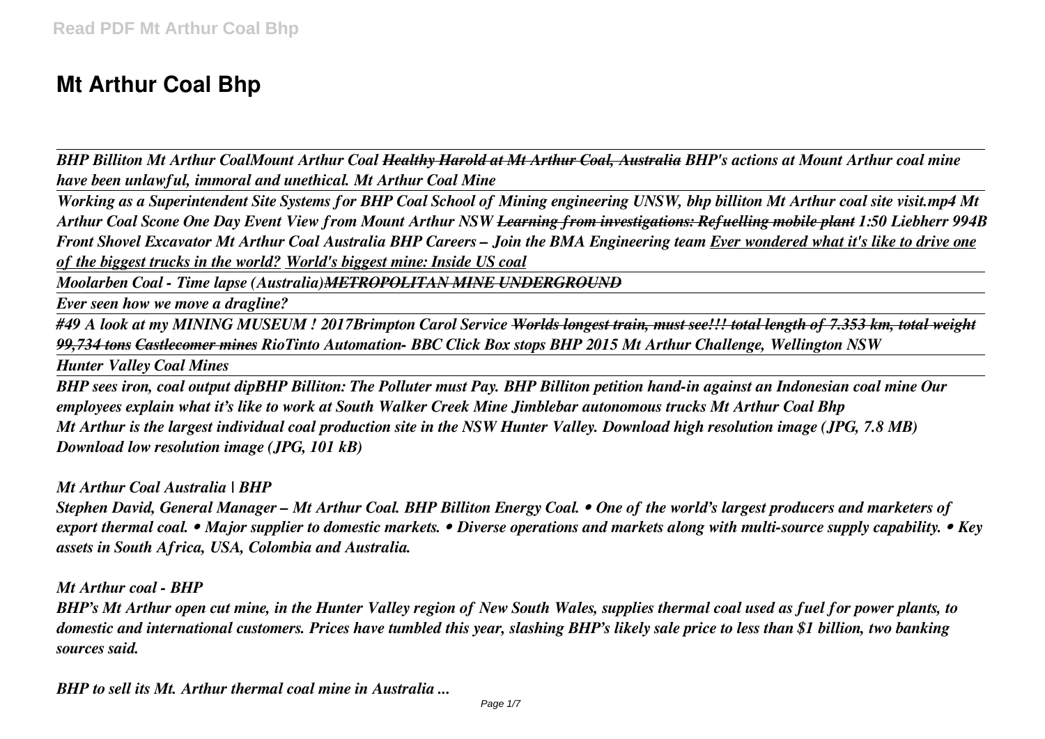# Mt Arthur Coal Bhp

*BHP Billiton Mt Arthur CoalMount Arthur Coal ~~Healthy Harold at Mt Arthur Coal, Australia~~ BHP's actions at Mount Arthur coal mine have been unlawful, immoral and unethical. Mt Arthur Coal Mine*

*Working as a Superintendent Site Systems for BHP Coal School of Mining engineering UNSW, bhp billiton Mt Arthur coal site visit.mp4 Mt Arthur Coal Scone One Day Event View from Mount Arthur NSW ~~Learning from investigations: Refuelling mobile plant~~ 1:50 Liebherr 994B Front Shovel Excavator Mt Arthur Coal Australia BHP Careers – Join the BMA Engineering team Ever wondered what it's like to drive one of the biggest trucks in the world? World's biggest mine: Inside US coal*

*Moolarben Coal - Time lapse (Australia)~~METROPOLITAN MINE UNDERGROUND~~*

*Ever seen how we move a dragline?*

*#49 A look at my MINING MUSEUM ! 2017Brimpton Carol Service ~~Worlds longest train, must see!!! total length of 7.353 km, total weight 99,734 tons~~ ~~Castlecomer mines~~ RioTinto Automation- BBC Click Box stops BHP 2015 Mt Arthur Challenge, Wellington NSW*

*Hunter Valley Coal Mines*

*BHP sees iron, coal output dipBHP Billiton: The Polluter must Pay. BHP Billiton petition hand-in against an Indonesian coal mine Our employees explain what it's like to work at South Walker Creek Mine Jimblebar autonomous trucks Mt Arthur Coal Bhp*
*Mt Arthur is the largest individual coal production site in the NSW Hunter Valley. Download high resolution image (JPG, 7.8 MB) Download low resolution image (JPG, 101 kB)*

*Mt Arthur Coal Australia | BHP*

*Stephen David, General Manager – Mt Arthur Coal. BHP Billiton Energy Coal. • One of the world's largest producers and marketers of export thermal coal. • Major supplier to domestic markets. • Diverse operations and markets along with multi-source supply capability. • Key assets in South Africa, USA, Colombia and Australia.*

*Mt Arthur coal - BHP*

*BHP's Mt Arthur open cut mine, in the Hunter Valley region of New South Wales, supplies thermal coal used as fuel for power plants, to domestic and international customers. Prices have tumbled this year, slashing BHP's likely sale price to less than $1 billion, two banking sources said.*

*BHP to sell its Mt. Arthur thermal coal mine in Australia ...*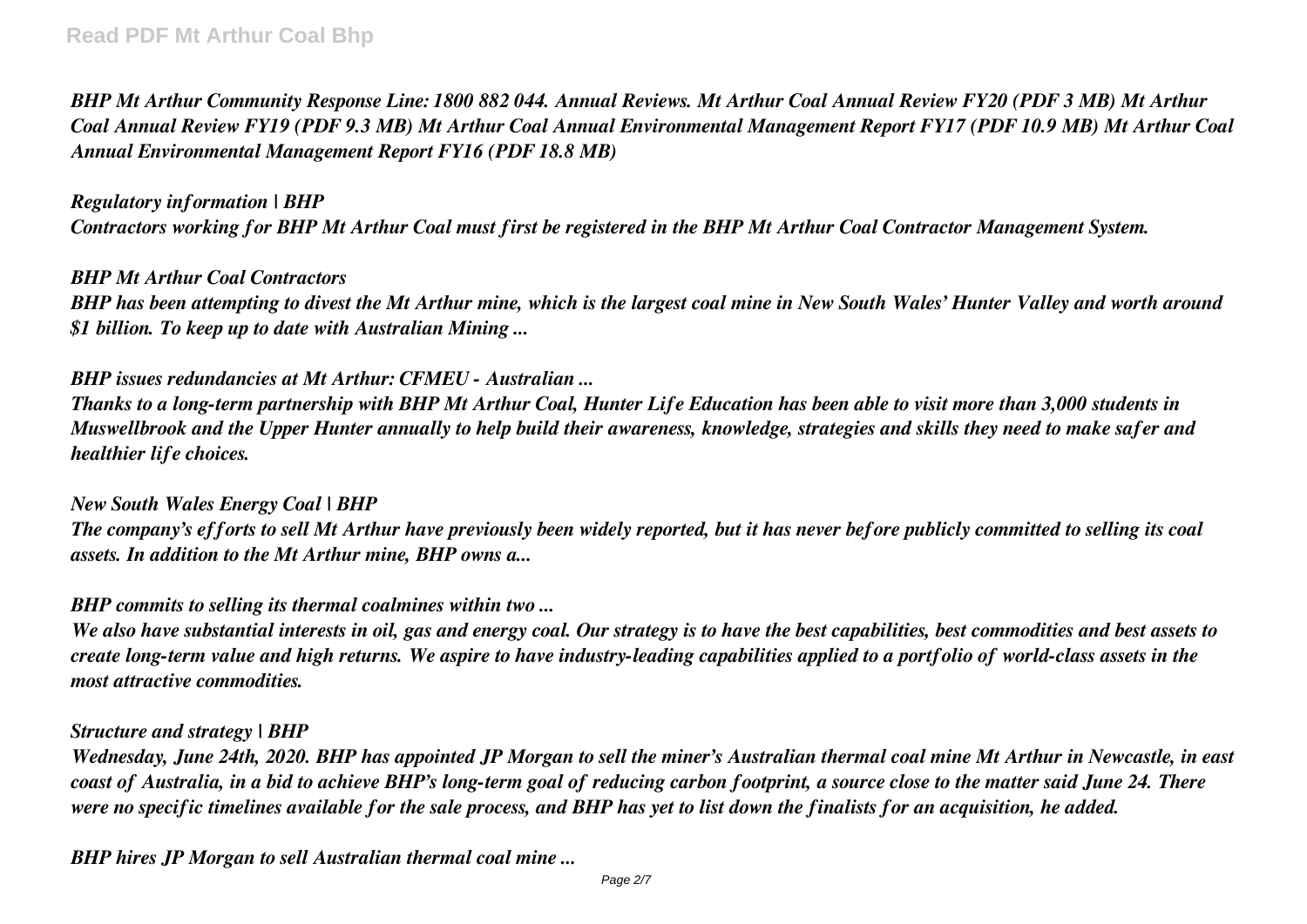*BHP Mt Arthur Community Response Line: 1800 882 044. Annual Reviews. Mt Arthur Coal Annual Review FY20 (PDF 3 MB) Mt Arthur Coal Annual Review FY19 (PDF 9.3 MB) Mt Arthur Coal Annual Environmental Management Report FY17 (PDF 10.9 MB) Mt Arthur Coal Annual Environmental Management Report FY16 (PDF 18.8 MB)*

***Regulatory information | BHP***

*Contractors working for BHP Mt Arthur Coal must first be registered in the BHP Mt Arthur Coal Contractor Management System.*

***BHP Mt Arthur Coal Contractors***

*BHP has been attempting to divest the Mt Arthur mine, which is the largest coal mine in New South Wales' Hunter Valley and worth around $1 billion. To keep up to date with Australian Mining ...*

***BHP issues redundancies at Mt Arthur: CFMEU - Australian ...***

*Thanks to a long-term partnership with BHP Mt Arthur Coal, Hunter Life Education has been able to visit more than 3,000 students in Muswellbrook and the Upper Hunter annually to help build their awareness, knowledge, strategies and skills they need to make safer and healthier life choices.*

***New South Wales Energy Coal | BHP***

*The company's efforts to sell Mt Arthur have previously been widely reported, but it has never before publicly committed to selling its coal assets. In addition to the Mt Arthur mine, BHP owns a...*

***BHP commits to selling its thermal coalmines within two ...***

*We also have substantial interests in oil, gas and energy coal. Our strategy is to have the best capabilities, best commodities and best assets to create long-term value and high returns. We aspire to have industry-leading capabilities applied to a portfolio of world-class assets in the most attractive commodities.*

***Structure and strategy | BHP***

*Wednesday, June 24th, 2020. BHP has appointed JP Morgan to sell the miner's Australian thermal coal mine Mt Arthur in Newcastle, in east coast of Australia, in a bid to achieve BHP's long-term goal of reducing carbon footprint, a source close to the matter said June 24. There were no specific timelines available for the sale process, and BHP has yet to list down the finalists for an acquisition, he added.*

***BHP hires JP Morgan to sell Australian thermal coal mine ...***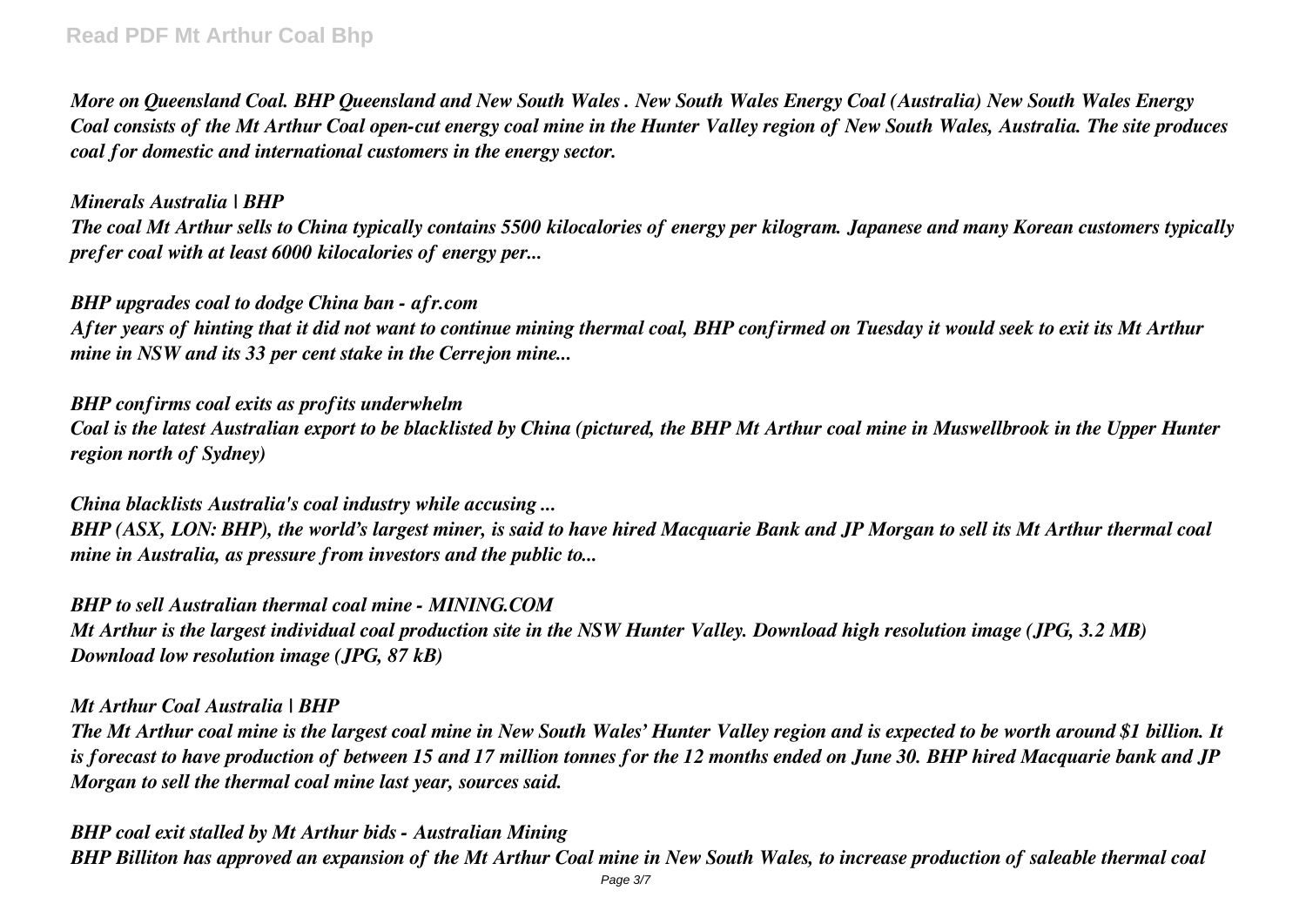*More on Queensland Coal. BHP Queensland and New South Wales . New South Wales Energy Coal (Australia) New South Wales Energy Coal consists of the Mt Arthur Coal open-cut energy coal mine in the Hunter Valley region of New South Wales, Australia. The site produces coal for domestic and international customers in the energy sector.*

***Minerals Australia | BHP***

*The coal Mt Arthur sells to China typically contains 5500 kilocalories of energy per kilogram. Japanese and many Korean customers typically prefer coal with at least 6000 kilocalories of energy per...*

***BHP upgrades coal to dodge China ban - afr.com***

*After years of hinting that it did not want to continue mining thermal coal, BHP confirmed on Tuesday it would seek to exit its Mt Arthur mine in NSW and its 33 per cent stake in the Cerrejon mine...*

***BHP confirms coal exits as profits underwhelm***

*Coal is the latest Australian export to be blacklisted by China (pictured, the BHP Mt Arthur coal mine in Muswellbrook in the Upper Hunter region north of Sydney)*

***China blacklists Australia's coal industry while accusing ...***

*BHP (ASX, LON: BHP), the world's largest miner, is said to have hired Macquarie Bank and JP Morgan to sell its Mt Arthur thermal coal mine in Australia, as pressure from investors and the public to...*

***BHP to sell Australian thermal coal mine - MINING.COM***

*Mt Arthur is the largest individual coal production site in the NSW Hunter Valley. Download high resolution image (JPG, 3.2 MB) Download low resolution image (JPG, 87 kB)*

***Mt Arthur Coal Australia | BHP***

*The Mt Arthur coal mine is the largest coal mine in New South Wales' Hunter Valley region and is expected to be worth around $1 billion. It is forecast to have production of between 15 and 17 million tonnes for the 12 months ended on June 30. BHP hired Macquarie bank and JP Morgan to sell the thermal coal mine last year, sources said.*

***BHP coal exit stalled by Mt Arthur bids - Australian Mining***

*BHP Billiton has approved an expansion of the Mt Arthur Coal mine in New South Wales, to increase production of saleable thermal coal*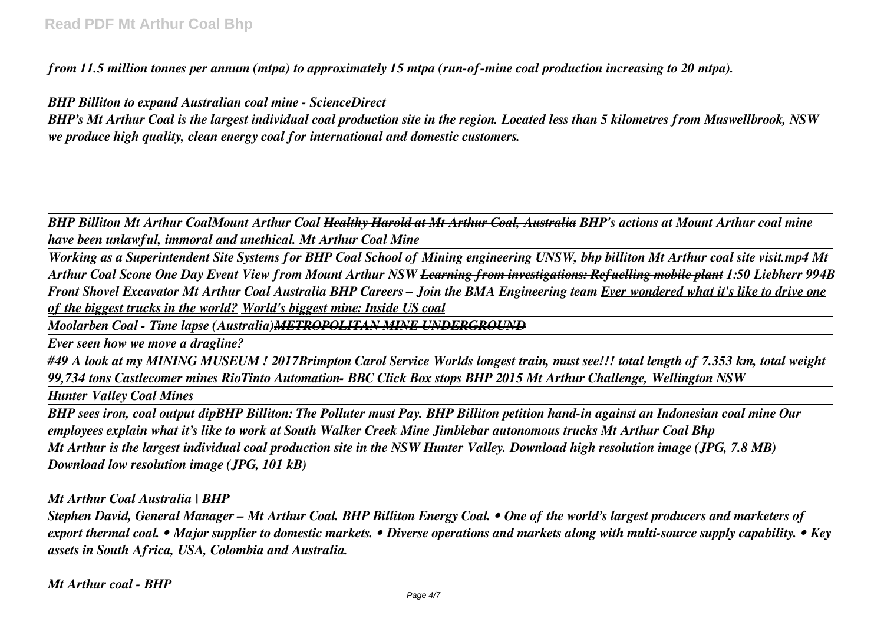*from 11.5 million tonnes per annum (mtpa) to approximately 15 mtpa (run-of-mine coal production increasing to 20 mtpa).*

***BHP Billiton to expand Australian coal mine - ScienceDirect***

***BHP's Mt Arthur Coal is the largest individual coal production site in the region. Located less than 5 kilometres from Muswellbrook, NSW we produce high quality, clean energy coal for international and domestic customers.***

---

***BHP Billiton Mt Arthur CoalMount Arthur Coal ~~Healthy Harold at Mt Arthur Coal, Australia~~ BHP's actions at Mount Arthur coal mine have been unlawful, immoral and unethical. Mt Arthur Coal Mine***

---

***Working as a Superintendent Site Systems for BHP Coal School of Mining engineering UNSW, bhp billiton Mt Arthur coal site visit.mp4 Mt Arthur Coal Scone One Day Event View from Mount Arthur NSW ~~Learning from investigations: Refuelling mobile plant~~ 1:50 Liebherr 994B Front Shovel Excavator Mt Arthur Coal Australia BHP Careers – Join the BMA Engineering team Ever wondered what it's like to drive one of the biggest trucks in the world? World's biggest mine: Inside US coal***

---

***Moolarben Coal - Time lapse (Australia)~~METROPOLITAN MINE UNDERGROUND~~***

---

***Ever seen how we move a dragline?***

---

***#49 A look at my MINING MUSEUM ! 2017Brimpton Carol Service ~~Worlds longest train, must see!!! total length of 7.353 km, total weight 99,734 tons~~ ~~Castlecomer mines~~ RioTinto Automation- BBC Click Box stops BHP 2015 Mt Arthur Challenge, Wellington NSW***

---

***Hunter Valley Coal Mines***

---

***BHP sees iron, coal output dipBHP Billiton: The Polluter must Pay. BHP Billiton petition hand-in against an Indonesian coal mine Our employees explain what it's like to work at South Walker Creek Mine Jimblebar autonomous trucks Mt Arthur Coal Bhp***
***Mt Arthur is the largest individual coal production site in the NSW Hunter Valley. Download high resolution image (JPG, 7.8 MB) Download low resolution image (JPG, 101 kB)***

***Mt Arthur Coal Australia | BHP***

***Stephen David, General Manager – Mt Arthur Coal. BHP Billiton Energy Coal. • One of the world's largest producers and marketers of export thermal coal. • Major supplier to domestic markets. • Diverse operations and markets along with multi-source supply capability. • Key assets in South Africa, USA, Colombia and Australia.***

***Mt Arthur coal - BHP***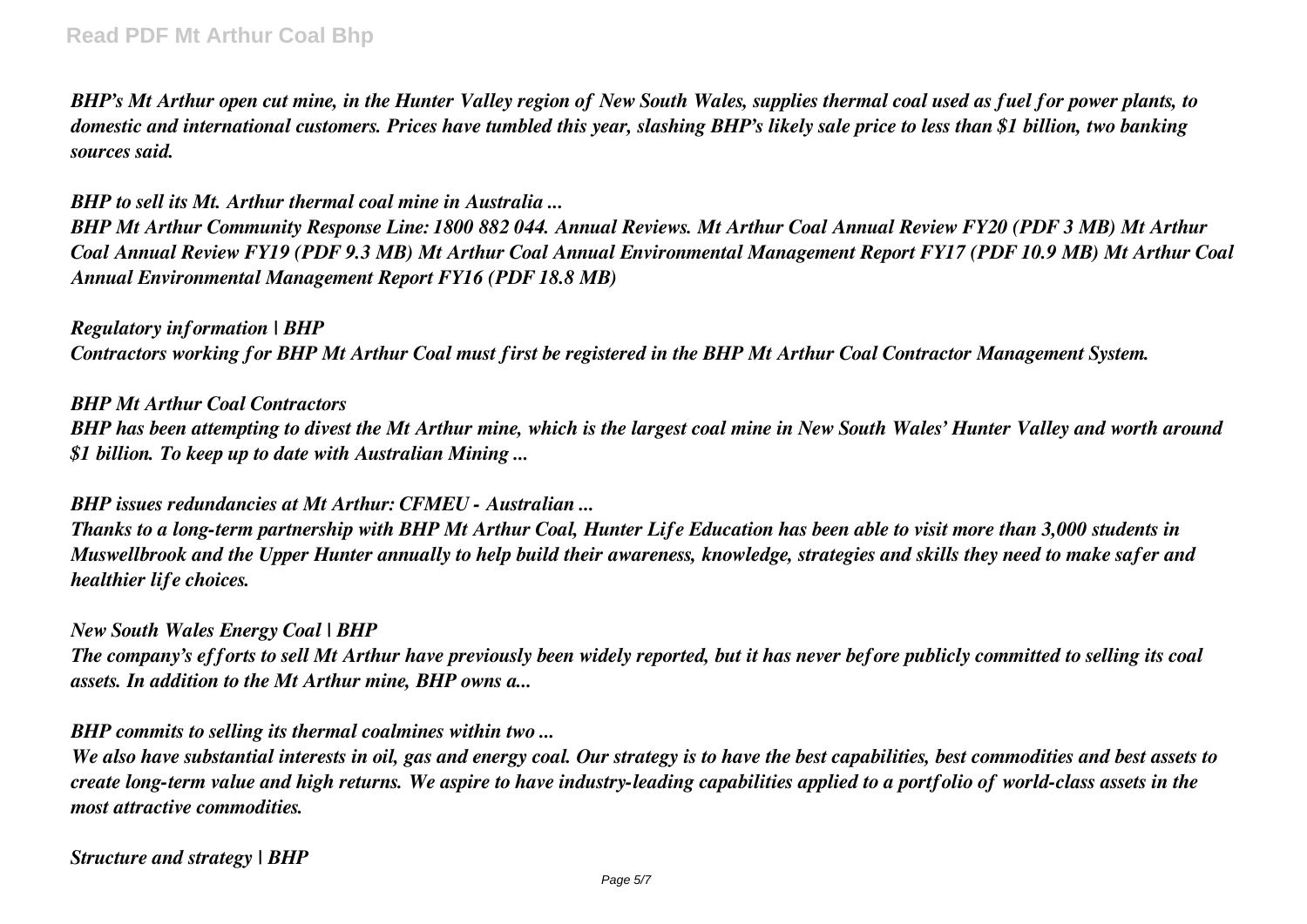*BHP's Mt Arthur open cut mine, in the Hunter Valley region of New South Wales, supplies thermal coal used as fuel for power plants, to domestic and international customers. Prices have tumbled this year, slashing BHP's likely sale price to less than $1 billion, two banking sources said.*

*BHP to sell its Mt. Arthur thermal coal mine in Australia ...*

*BHP Mt Arthur Community Response Line: 1800 882 044. Annual Reviews. Mt Arthur Coal Annual Review FY20 (PDF 3 MB) Mt Arthur Coal Annual Review FY19 (PDF 9.3 MB) Mt Arthur Coal Annual Environmental Management Report FY17 (PDF 10.9 MB) Mt Arthur Coal Annual Environmental Management Report FY16 (PDF 18.8 MB)*

*Regulatory information | BHP*

*Contractors working for BHP Mt Arthur Coal must first be registered in the BHP Mt Arthur Coal Contractor Management System.*

*BHP Mt Arthur Coal Contractors*

*BHP has been attempting to divest the Mt Arthur mine, which is the largest coal mine in New South Wales' Hunter Valley and worth around $1 billion. To keep up to date with Australian Mining ...*

*BHP issues redundancies at Mt Arthur: CFMEU - Australian ...*

*Thanks to a long-term partnership with BHP Mt Arthur Coal, Hunter Life Education has been able to visit more than 3,000 students in Muswellbrook and the Upper Hunter annually to help build their awareness, knowledge, strategies and skills they need to make safer and healthier life choices.*

*New South Wales Energy Coal | BHP*

*The company's efforts to sell Mt Arthur have previously been widely reported, but it has never before publicly committed to selling its coal assets. In addition to the Mt Arthur mine, BHP owns a...*

*BHP commits to selling its thermal coalmines within two ...*

*We also have substantial interests in oil, gas and energy coal. Our strategy is to have the best capabilities, best commodities and best assets to create long-term value and high returns. We aspire to have industry-leading capabilities applied to a portfolio of world-class assets in the most attractive commodities.*

*Structure and strategy | BHP*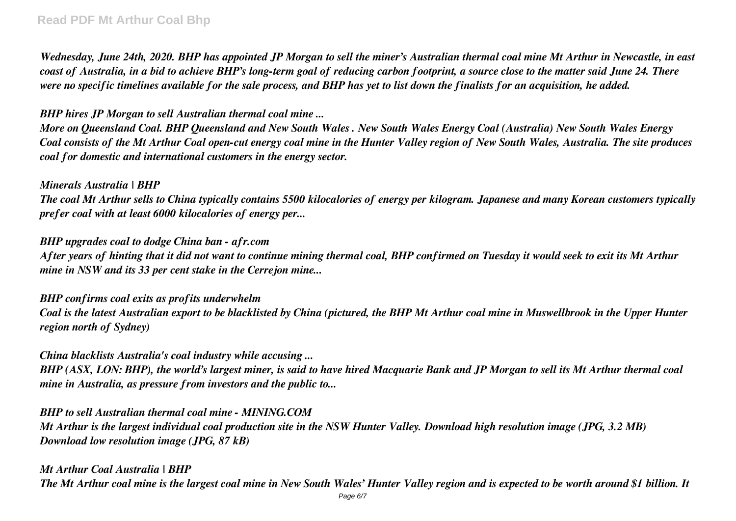*Wednesday, June 24th, 2020. BHP has appointed JP Morgan to sell the miner's Australian thermal coal mine Mt Arthur in Newcastle, in east coast of Australia, in a bid to achieve BHP's long-term goal of reducing carbon footprint, a source close to the matter said June 24. There were no specific timelines available for the sale process, and BHP has yet to list down the finalists for an acquisition, he added.*

*BHP hires JP Morgan to sell Australian thermal coal mine ...*

*More on Queensland Coal. BHP Queensland and New South Wales . New South Wales Energy Coal (Australia) New South Wales Energy Coal consists of the Mt Arthur Coal open-cut energy coal mine in the Hunter Valley region of New South Wales, Australia. The site produces coal for domestic and international customers in the energy sector.*

*Minerals Australia | BHP*

*The coal Mt Arthur sells to China typically contains 5500 kilocalories of energy per kilogram. Japanese and many Korean customers typically prefer coal with at least 6000 kilocalories of energy per...*

*BHP upgrades coal to dodge China ban - afr.com*

*After years of hinting that it did not want to continue mining thermal coal, BHP confirmed on Tuesday it would seek to exit its Mt Arthur mine in NSW and its 33 per cent stake in the Cerrejon mine...*

*BHP confirms coal exits as profits underwhelm*

*Coal is the latest Australian export to be blacklisted by China (pictured, the BHP Mt Arthur coal mine in Muswellbrook in the Upper Hunter region north of Sydney)*

*China blacklists Australia's coal industry while accusing ...*

*BHP (ASX, LON: BHP), the world's largest miner, is said to have hired Macquarie Bank and JP Morgan to sell its Mt Arthur thermal coal mine in Australia, as pressure from investors and the public to...*

*BHP to sell Australian thermal coal mine - MINING.COM*

*Mt Arthur is the largest individual coal production site in the NSW Hunter Valley. Download high resolution image (JPG, 3.2 MB) Download low resolution image (JPG, 87 kB)*

*Mt Arthur Coal Australia | BHP*

*The Mt Arthur coal mine is the largest coal mine in New South Wales' Hunter Valley region and is expected to be worth around $1 billion. It*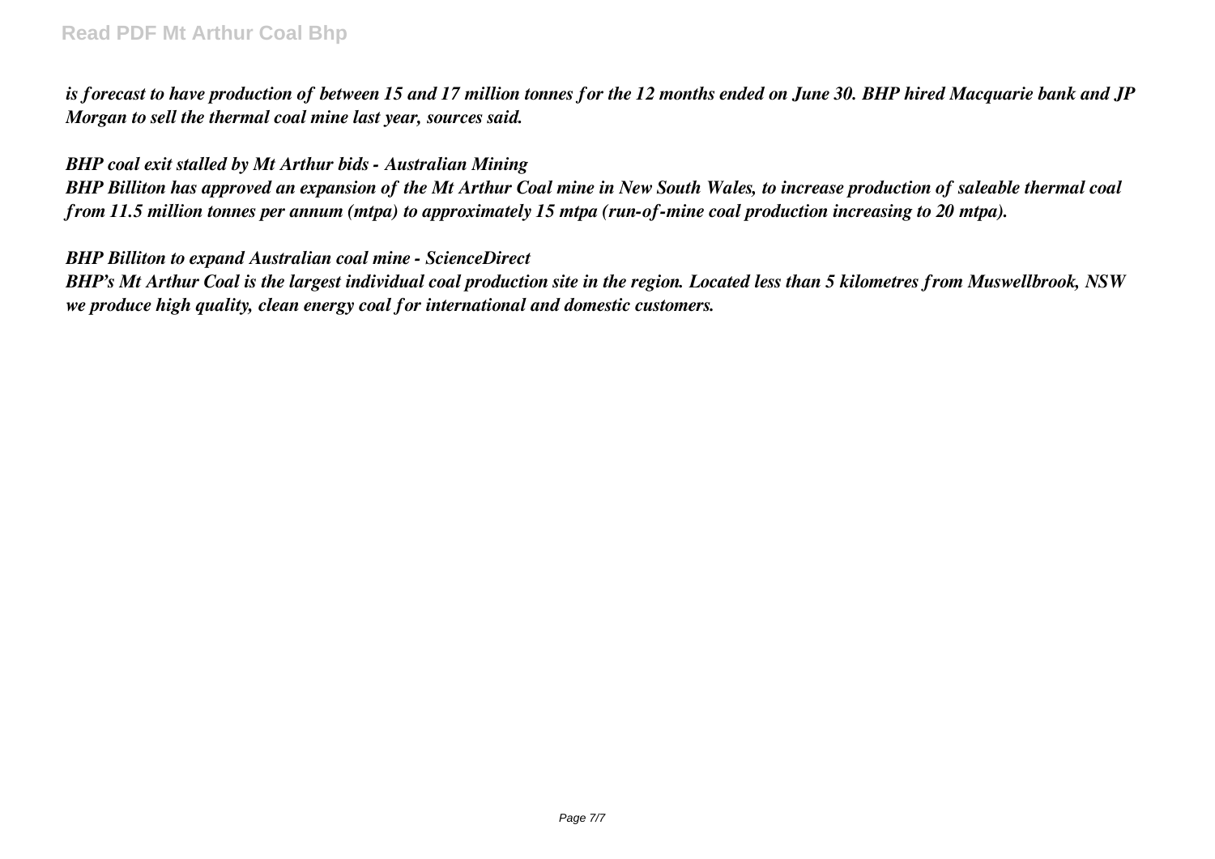*is forecast to have production of between 15 and 17 million tonnes for the 12 months ended on June 30. BHP hired Macquarie bank and JP Morgan to sell the thermal coal mine last year, sources said.*

***BHP coal exit stalled by Mt Arthur bids - Australian Mining***

***BHP Billiton has approved an expansion of the Mt Arthur Coal mine in New South Wales, to increase production of saleable thermal coal from 11.5 million tonnes per annum (mtpa) to approximately 15 mtpa (run-of-mine coal production increasing to 20 mtpa).***

***BHP Billiton to expand Australian coal mine - ScienceDirect***

***BHP's Mt Arthur Coal is the largest individual coal production site in the region. Located less than 5 kilometres from Muswellbrook, NSW we produce high quality, clean energy coal for international and domestic customers.***